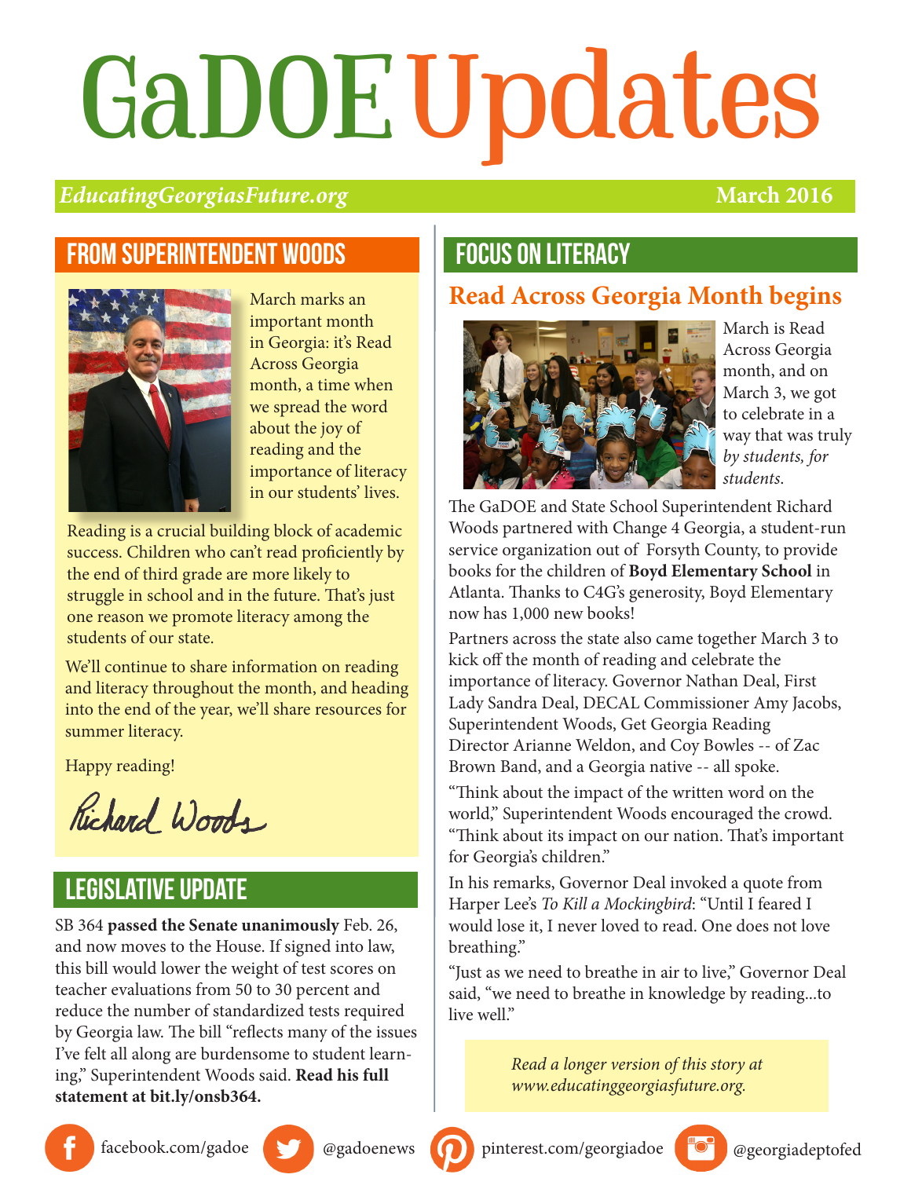# GaDOE Updates

*EducatingGeorgiasFuture.org* **March 2016**

## FROM SUPERINTENDENT WOODS

March marks an important month in Georgia: it's Read Across Georgia month, a time when we spread the word about the joy of reading and the importance of literacy in our students' lives.

Reading is a crucial building block of academic success. Children who can't read proficiently by the end of third grade are more likely to struggle in school and in the future. That's just one reason we promote literacy among the students of our state.

We'll continue to share information on reading and literacy throughout the month, and heading into the end of the year, we'll share resources for summer literacy.

Happy reading!

Richard Woods

## LEGISLATIVE UPDATE

SB 364 **passed the Senate unanimously** Feb. 26, and now moves to the House. If signed into law, this bill would lower the weight of test scores on teacher evaluations from 50 to 30 percent and reduce the number of standardized tests required by Georgia law. The bill "reflects many of the issues I've felt all along are burdensome to student learning," Superintendent Woods said. **Read his full statement at bit.ly/onsb364.**

## FOCUS ON LITERACY

### Read Across Georgia Month begins

March is Read Across Georgia month, and on March 3, we got to celebrate in a way that was truly *by students, for students.*

The GaDOE and State School Superintendent Richard Woods partnered with Change 4 Georgia, a student-run service organization out of Forsyth County, to provide books for the children of **Boyd Elementary School** in Atlanta. Thanks to C4G's generosity, Boyd Elementary now has 1,000 new books!

Partners across the state also came together March 3 to kick off the month of reading and celebrate the importance of literacy. Governor Nathan Deal, First Lady Sandra Deal, DECAL Commissioner Amy Jacobs, Superintendent Woods, Get Georgia Reading Director Arianne Weldon, and Coy Bowles -- of Zac Brown Band, and a Georgia native -- all spoke.

"Think about the impact of the written word on the world," Superintendent Woods encouraged the crowd. "Think about its impact on our nation. That's important for Georgia's children."

In his remarks, Governor Deal invoked a quote from Harper Lee's *To Kill a Mockingbird*: "Until I feared I would lose it, I never loved to read. One does not love breathing."

"Just as we need to breathe in air to live," Governor Deal said, "we need to breathe in knowledge by reading...to live well."

*Read a longer version of this story at www.educatinggeorgiasfuture.org.*

facebook.com/gadoe | @gadoenews | pinterest.com/georgiadoe | @georgiadeptofed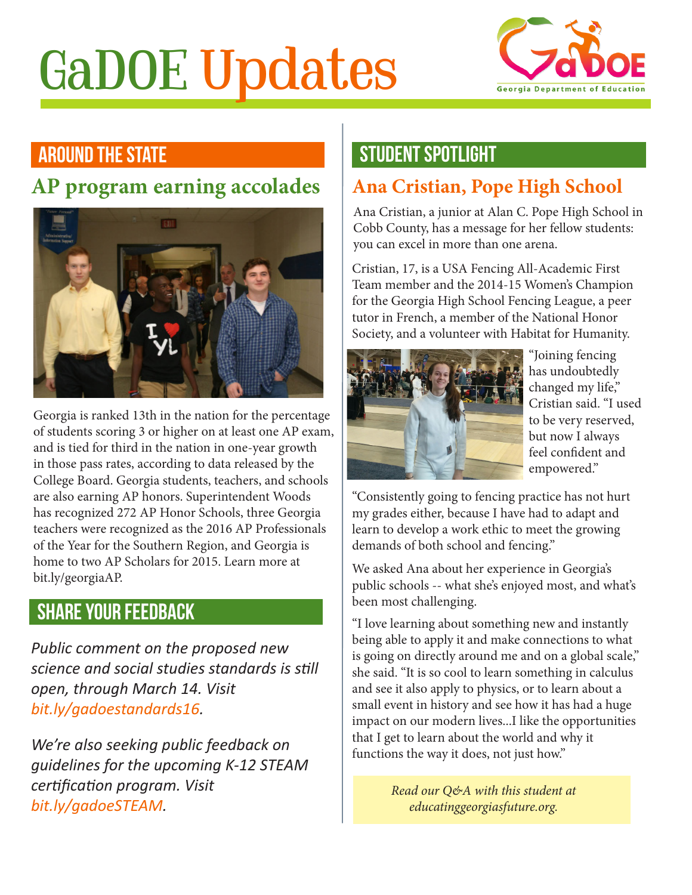# GaDOE Updates

## AROUND THE STATE

### AP program earning accolades

Georgia is ranked 13th in the nation for the percentage of students scoring 3 or higher on at least one AP exam, and is tied for third in the nation in one-year growth in those pass rates, according to data released by the College Board. Georgia students, teachers, and schools are also earning AP honors. Superintendent Woods has recognized 272 AP Honor Schools, three Georgia teachers were recognized as the 2016 AP Professionals of the Year for the Southern Region, and Georgia is home to two AP Scholars for 2015. Learn more at bit.ly/georgiaAP.

## SHARE YOUR FEEDBACK

*Public comment on the proposed new science and social studies standards is still open, through March 14. Visit bit.ly/gadoestandards16.*

*We're also seeking public feedback on guidelines for the upcoming K-12 STEAM certification program. Visit bit.ly/gadoeSTEAM.*

## STUDENT SPOTLIGHT

### Ana Cristian, Pope High School

Ana Cristian, a junior at Alan C. Pope High School in Cobb County, has a message for her fellow students: you can excel in more than one arena.

Cristian, 17, is a USA Fencing All-Academic First Team member and the 2014-15 Women's Champion for the Georgia High School Fencing League, a peer tutor in French, a member of the National Honor Society, and a volunteer with Habitat for Humanity.

"Joining fencing has undoubtedly changed my life," Cristian said. "I used to be very reserved, but now I always feel confident and empowered."

"Consistently going to fencing practice has not hurt my grades either, because I have had to adapt and learn to develop a work ethic to meet the growing demands of both school and fencing."

We asked Ana about her experience in Georgia's public schools -- what she's enjoyed most, and what's been most challenging.

"I love learning about something new and instantly being able to apply it and make connections to what is going on directly around me and on a global scale," she said. "It is so cool to learn something in calculus and see it also apply to physics, or to learn about a small event in history and see how it has had a huge impact on our modern lives...I like the opportunities that I get to learn about the world and why it functions the way it does, not just how."

*Read our Q&A with this student at educatinggeorgiasfuture.org.*